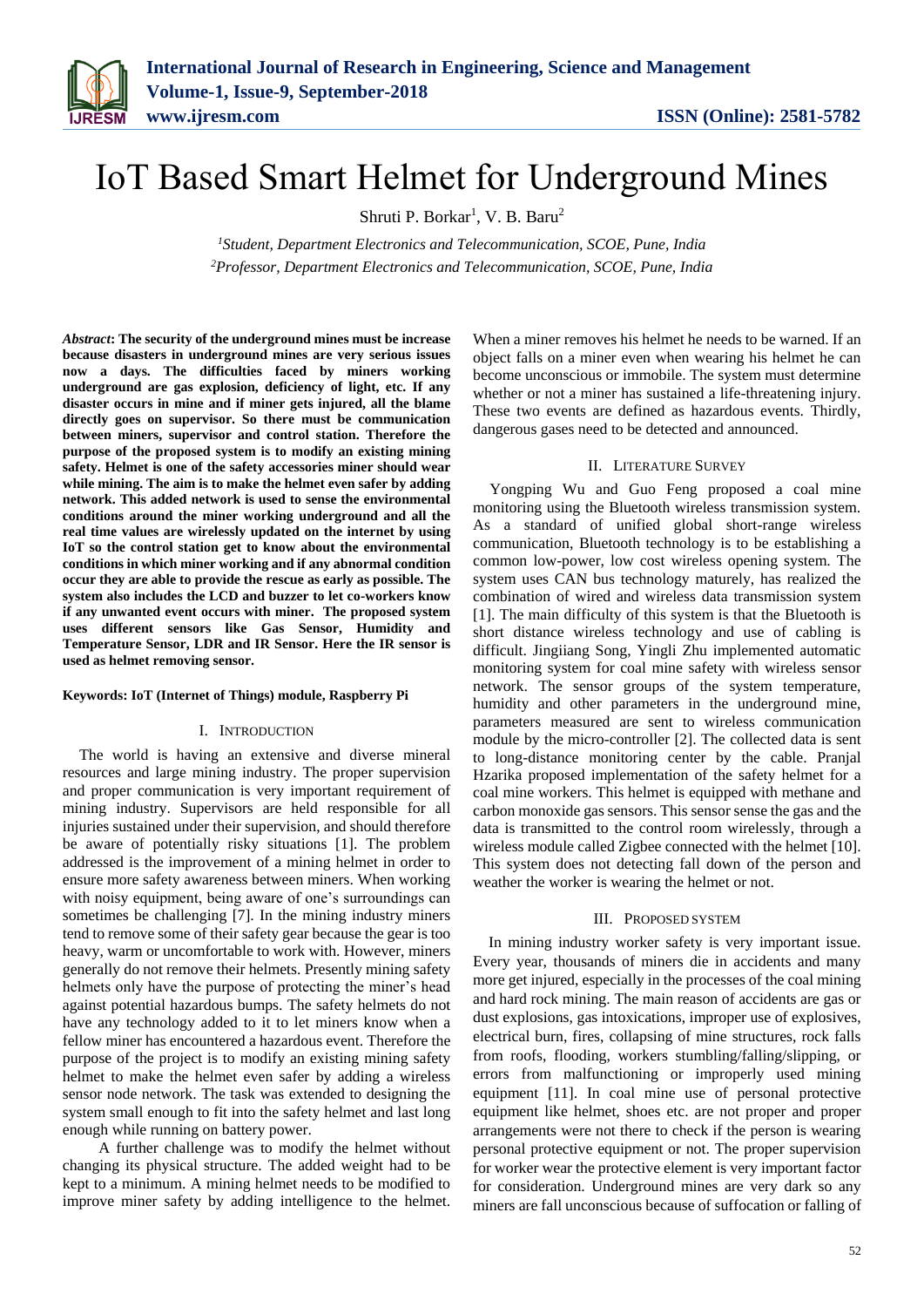# IoT Based Smart Helmet for Underground Mines

Shruti P. Borkar[1], V. B. Baru[2]

[1]*Student, Department Electronics and Telecommunication, SCOE, Pune, India*
[2]*Professor, Department Electronics and Telecommunication, SCOE, Pune, India*

***Abstract*: The security of the underground mines must be increase because disasters in underground mines are very serious issues now a days. The difficulties faced by miners working underground are gas explosion, deficiency of light, etc. If any disaster occurs in mine and if miner gets injured, all the blame directly goes on supervisor. So there must be communication between miners, supervisor and control station. Therefore the purpose of the proposed system is to modify an existing mining safety. Helmet is one of the safety accessories miner should wear while mining. The aim is to make the helmet even safer by adding network. This added network is used to sense the environmental conditions around the miner working underground and all the real time values are wirelessly updated on the internet by using IoT so the control station get to know about the environmental conditions in which miner working and if any abnormal condition occur they are able to provide the rescue as early as possible. The system also includes the LCD and buzzer to let co-workers know if any unwanted event occurs with miner. The proposed system uses different sensors like Gas Sensor, Humidity and Temperature Sensor, LDR and IR Sensor. Here the IR sensor is used as helmet removing sensor.**

**Keywords: IoT (Internet of Things) module, Raspberry Pi**

## I. Introduction

The world is having an extensive and diverse mineral resources and large mining industry. The proper supervision and proper communication is very important requirement of mining industry. Supervisors are held responsible for all injuries sustained under their supervision, and should therefore be aware of potentially risky situations [1]. The problem addressed is the improvement of a mining helmet in order to ensure more safety awareness between miners. When working with noisy equipment, being aware of one's surroundings can sometimes be challenging [7]. In the mining industry miners tend to remove some of their safety gear because the gear is too heavy, warm or uncomfortable to work with. However, miners generally do not remove their helmets. Presently mining safety helmets only have the purpose of protecting the miner's head against potential hazardous bumps. The safety helmets do not have any technology added to it to let miners know when a fellow miner has encountered a hazardous event. Therefore the purpose of the project is to modify an existing mining safety helmet to make the helmet even safer by adding a wireless sensor node network. The task was extended to designing the system small enough to fit into the safety helmet and last long enough while running on battery power.

A further challenge was to modify the helmet without changing its physical structure. The added weight had to be kept to a minimum. A mining helmet needs to be modified to improve miner safety by adding intelligence to the helmet. When a miner removes his helmet he needs to be warned. If an object falls on a miner even when wearing his helmet he can become unconscious or immobile. The system must determine whether or not a miner has sustained a life-threatening injury. These two events are defined as hazardous events. Thirdly, dangerous gases need to be detected and announced.

## II. Literature Survey

Yongping Wu and Guo Feng proposed a coal mine monitoring using the Bluetooth wireless transmission system. As a standard of unified global short-range wireless communication, Bluetooth technology is to be establishing a common low-power, low cost wireless opening system. The system uses CAN bus technology maturely, has realized the combination of wired and wireless data transmission system [1]. The main difficulty of this system is that the Bluetooth is short distance wireless technology and use of cabling is difficult. Jingjiang Song, Yingli Zhu implemented automatic monitoring system for coal mine safety with wireless sensor network. The sensor groups of the system temperature, humidity and other parameters in the underground mine, parameters measured are sent to wireless communication module by the micro-controller [2]. The collected data is sent to long-distance monitoring center by the cable. Pranjal Hzarika proposed implementation of the safety helmet for a coal mine workers. This helmet is equipped with methane and carbon monoxide gas sensors. This sensor sense the gas and the data is transmitted to the control room wirelessly, through a wireless module called Zigbee connected with the helmet [10]. This system does not detecting fall down of the person and weather the worker is wearing the helmet or not.

## III. Proposed System

In mining industry worker safety is very important issue. Every year, thousands of miners die in accidents and many more get injured, especially in the processes of the coal mining and hard rock mining. The main reason of accidents are gas or dust explosions, gas intoxications, improper use of explosives, electrical burn, fires, collapsing of mine structures, rock falls from roofs, flooding, workers stumbling/falling/slipping, or errors from malfunctioning or improperly used mining equipment [11]. In coal mine use of personal protective equipment like helmet, shoes etc. are not proper and proper arrangements were not there to check if the person is wearing personal protective equipment or not. The proper supervision for worker wear the protective element is very important factor for consideration. Underground mines are very dark so any miners are fall unconscious because of suffocation or falling of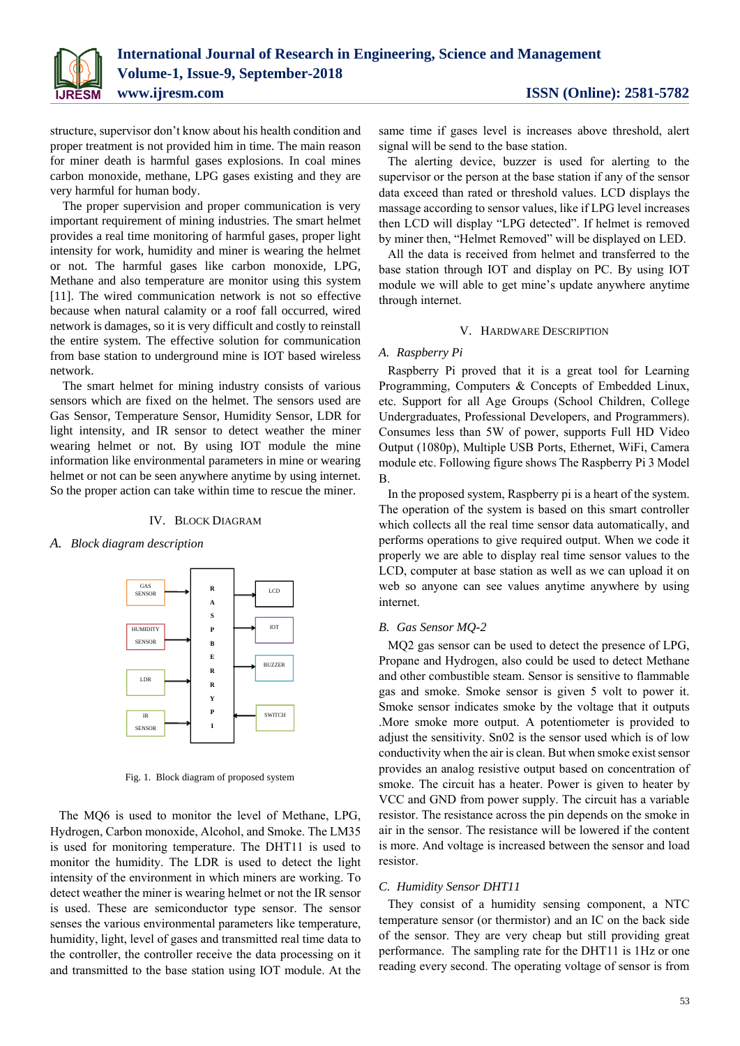structure, supervisor don't know about his health condition and proper treatment is not provided him in time. The main reason for miner death is harmful gases explosions. In coal mines carbon monoxide, methane, LPG gases existing and they are very harmful for human body.

The proper supervision and proper communication is very important requirement of mining industries. The smart helmet provides a real time monitoring of harmful gases, proper light intensity for work, humidity and miner is wearing the helmet or not. The harmful gases like carbon monoxide, LPG, Methane and also temperature are monitor using this system [11]. The wired communication network is not so effective because when natural calamity or a roof fall occurred, wired network is damages, so it is very difficult and costly to reinstall the entire system. The effective solution for communication from base station to underground mine is IOT based wireless network.

The smart helmet for mining industry consists of various sensors which are fixed on the helmet. The sensors used are Gas Sensor, Temperature Sensor, Humidity Sensor, LDR for light intensity, and IR sensor to detect weather the miner wearing helmet or not. By using IOT module the mine information like environmental parameters in mine or wearing helmet or not can be seen anywhere anytime by using internet. So the proper action can take within time to rescue the miner.

## IV. Block Diagram

### *A. Block diagram description*

Fig. 1. Block diagram of proposed system

The MQ6 is used to monitor the level of Methane, LPG, Hydrogen, Carbon monoxide, Alcohol, and Smoke. The LM35 is used for monitoring temperature. The DHT11 is used to monitor the humidity. The LDR is used to detect the light intensity of the environment in which miners are working. To detect weather the miner is wearing helmet or not the IR sensor is used. These are semiconductor type sensor. The sensor senses the various environmental parameters like temperature, humidity, light, level of gases and transmitted real time data to the controller, the controller receive the data processing on it and transmitted to the base station using IOT module. At the same time if gases level is increases above threshold, alert signal will be send to the base station.

The alerting device, buzzer is used for alerting to the supervisor or the person at the base station if any of the sensor data exceed than rated or threshold values. LCD displays the massage according to sensor values, like if LPG level increases then LCD will display "LPG detected". If helmet is removed by miner then, "Helmet Removed" will be displayed on LED.

All the data is received from helmet and transferred to the base station through IOT and display on PC. By using IOT module we will able to get mine's update anywhere anytime through internet.

## V. Hardware Description

### *A. Raspberry Pi*

Raspberry Pi proved that it is a great tool for Learning Programming, Computers & Concepts of Embedded Linux, etc. Support for all Age Groups (School Children, College Undergraduates, Professional Developers, and Programmers). Consumes less than 5W of power, supports Full HD Video Output (1080p), Multiple USB Ports, Ethernet, WiFi, Camera module etc. Following figure shows The Raspberry Pi 3 Model B.

In the proposed system, Raspberry pi is a heart of the system. The operation of the system is based on this smart controller which collects all the real time sensor data automatically, and performs operations to give required output. When we code it properly we are able to display real time sensor values to the LCD, computer at base station as well as we can upload it on web so anyone can see values anytime anywhere by using internet.

### *B. Gas Sensor MQ-2*

MQ2 gas sensor can be used to detect the presence of LPG, Propane and Hydrogen, also could be used to detect Methane and other combustible steam. Sensor is sensitive to flammable gas and smoke. Smoke sensor is given 5 volt to power it. Smoke sensor indicates smoke by the voltage that it outputs .More smoke more output. A potentiometer is provided to adjust the sensitivity. Sn02 is the sensor used which is of low conductivity when the air is clean. But when smoke exist sensor provides an analog resistive output based on concentration of smoke. The circuit has a heater. Power is given to heater by VCC and GND from power supply. The circuit has a variable resistor. The resistance across the pin depends on the smoke in air in the sensor. The resistance will be lowered if the content is more. And voltage is increased between the sensor and load resistor.

### *C. Humidity Sensor DHT11*

They consist of a humidity sensing component, a NTC temperature sensor (or thermistor) and an IC on the back side of the sensor. They are very cheap but still providing great performance. The sampling rate for the DHT11 is 1Hz or one reading every second. The operating voltage of sensor is from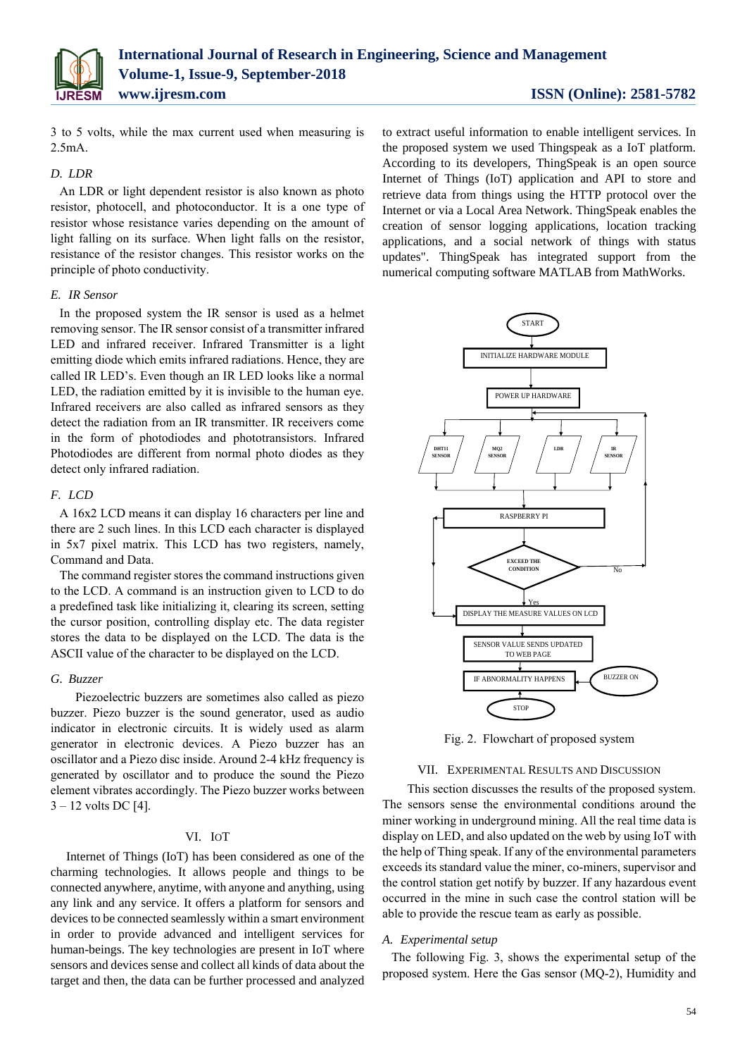3 to 5 volts, while the max current used when measuring is 2.5mA.

### D. LDR

An LDR or light dependent resistor is also known as photo resistor, photocell, and photoconductor. It is a one type of resistor whose resistance varies depending on the amount of light falling on its surface. When light falls on the resistor, resistance of the resistor changes. This resistor works on the principle of photo conductivity.

### E. IR Sensor

In the proposed system the IR sensor is used as a helmet removing sensor. The IR sensor consist of a transmitter infrared LED and infrared receiver. Infrared Transmitter is a light emitting diode which emits infrared radiations. Hence, they are called IR LED's. Even though an IR LED looks like a normal LED, the radiation emitted by it is invisible to the human eye. Infrared receivers are also called as infrared sensors as they detect the radiation from an IR transmitter. IR receivers come in the form of photodiodes and phototransistors. Infrared Photodiodes are different from normal photo diodes as they detect only infrared radiation.

### F. LCD

A 16x2 LCD means it can display 16 characters per line and there are 2 such lines. In this LCD each character is displayed in 5x7 pixel matrix. This LCD has two registers, namely, Command and Data.

The command register stores the command instructions given to the LCD. A command is an instruction given to LCD to do a predefined task like initializing it, clearing its screen, setting the cursor position, controlling display etc. The data register stores the data to be displayed on the LCD. The data is the ASCII value of the character to be displayed on the LCD.

### G. Buzzer

Piezoelectric buzzers are sometimes also called as piezo buzzer. Piezo buzzer is the sound generator, used as audio indicator in electronic circuits. It is widely used as alarm generator in electronic devices. A Piezo buzzer has an oscillator and a Piezo disc inside. Around 2-4 kHz frequency is generated by oscillator and to produce the sound the Piezo element vibrates accordingly. The Piezo buzzer works between 3 – 12 volts DC [4].

## VI. IoT

Internet of Things (IoT) has been considered as one of the charming technologies. It allows people and things to be connected anywhere, anytime, with anyone and anything, using any link and any service. It offers a platform for sensors and devices to be connected seamlessly within a smart environment in order to provide advanced and intelligent services for human-beings. The key technologies are present in IoT where sensors and devices sense and collect all kinds of data about the target and then, the data can be further processed and analyzed to extract useful information to enable intelligent services. In the proposed system we used Thingspeak as a IoT platform. According to its developers, ThingSpeak is an open source Internet of Things (IoT) application and API to store and retrieve data from things using the HTTP protocol over the Internet or via a Local Area Network. ThingSpeak enables the creation of sensor logging applications, location tracking applications, and a social network of things with status updates". ThingSpeak has integrated support from the numerical computing software MATLAB from MathWorks.

START → INITIALIZE HARDWARE MODULE → POWER UP HARDWARE → DHT11 SENSOR / MQ2 SENSOR / LDR / IR SENSOR → RASPBERRY PI → EXCEED THE CONDITION (No → back to sensors; Yes) → DISPLAY THE MEASURE VALUES ON LCD → SENSOR VALUE SENDS UPDATED TO WEB PAGE → IF ABNORMALITY HAPPENS → BUZZER ON → STOP

Fig. 2. Flowchart of proposed system

## VII. Experimental Results and Discussion

This section discusses the results of the proposed system. The sensors sense the environmental conditions around the miner working in underground mining. All the real time data is display on LED, and also updated on the web by using IoT with the help of Thing speak. If any of the environmental parameters exceeds its standard value the miner, co-miners, supervisor and the control station get notify by buzzer. If any hazardous event occurred in the mine in such case the control station will be able to provide the rescue team as early as possible.

### A. Experimental setup

The following Fig. 3, shows the experimental setup of the proposed system. Here the Gas sensor (MQ-2), Humidity and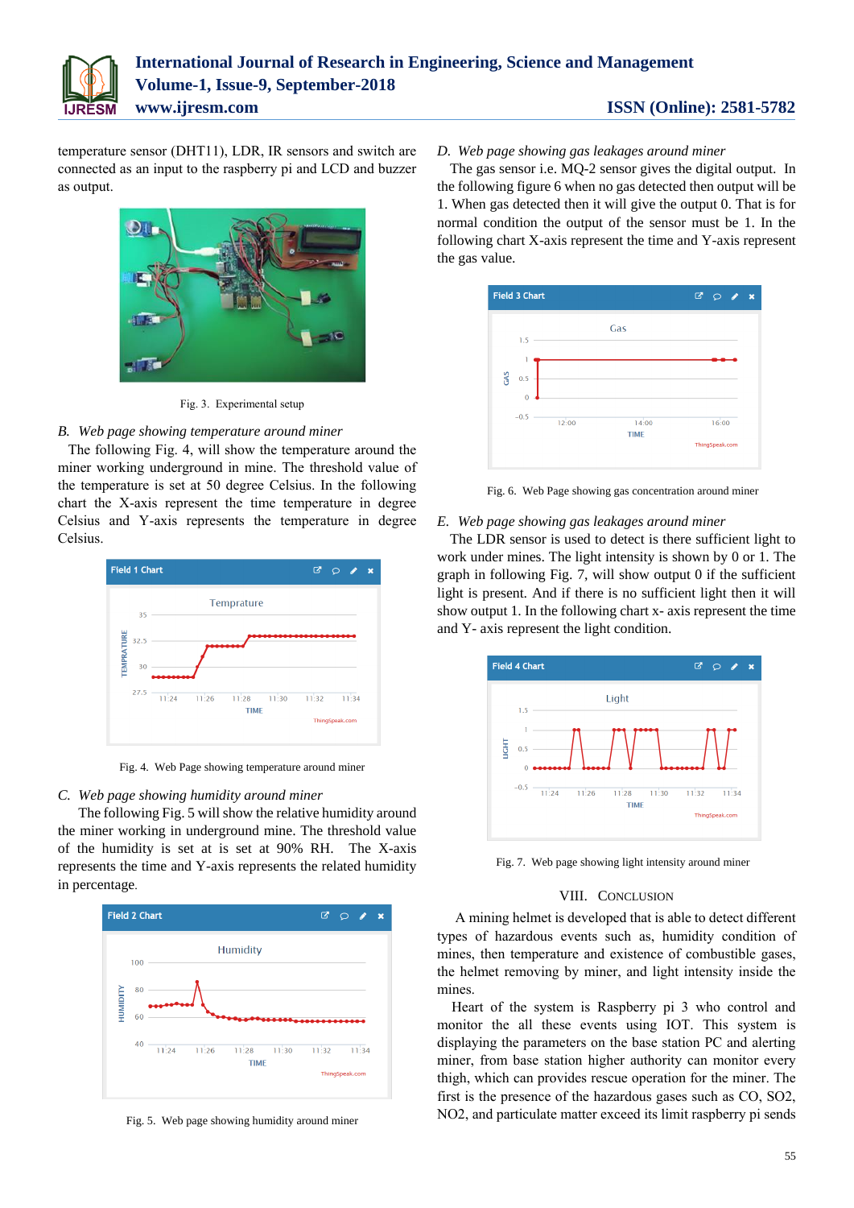temperature sensor (DHT11), LDR, IR sensors and switch are connected as an input to the raspberry pi and LCD and buzzer as output.

Fig. 3. Experimental setup

### B. *Web page showing temperature around miner*

The following Fig. 4, will show the temperature around the miner working underground in mine. The threshold value of the temperature is set at 50 degree Celsius. In the following chart the X-axis represent the time temperature in degree Celsius and Y-axis represents the temperature in degree Celsius.

Fig. 4. Web Page showing temperature around miner

### C. *Web page showing humidity around miner*

The following Fig. 5 will show the relative humidity around the miner working in underground mine. The threshold value of the humidity is set at is set at 90% RH. The X-axis represents the time and Y-axis represents the related humidity in percentage.

Fig. 5. Web page showing humidity around miner

### D. *Web page showing gas leakages around miner*

The gas sensor i.e. MQ-2 sensor gives the digital output. In the following figure 6 when no gas detected then output will be 1. When gas detected then it will give the output 0. That is for normal condition the output of the sensor must be 1. In the following chart X-axis represent the time and Y-axis represent the gas value.

Fig. 6. Web Page showing gas concentration around miner

### E. *Web page showing gas leakages around miner*

The LDR sensor is used to detect is there sufficient light to work under mines. The light intensity is shown by 0 or 1. The graph in following Fig. 7, will show output 0 if the sufficient light is present. And if there is no sufficient light then it will show output 1. In the following chart x- axis represent the time and Y- axis represent the light condition.

Fig. 7. Web page showing light intensity around miner

## VIII. Conclusion

A mining helmet is developed that is able to detect different types of hazardous events such as, humidity condition of mines, then temperature and existence of combustible gases, the helmet removing by miner, and light intensity inside the mines.

Heart of the system is Raspberry pi 3 who control and monitor the all these events using IOT. This system is displaying the parameters on the base station PC and alerting miner, from base station higher authority can monitor every thigh, which can provides rescue operation for the miner. The first is the presence of the hazardous gases such as CO, $SO_2$, $NO_2$, and particulate matter exceed its limit raspberry pi sends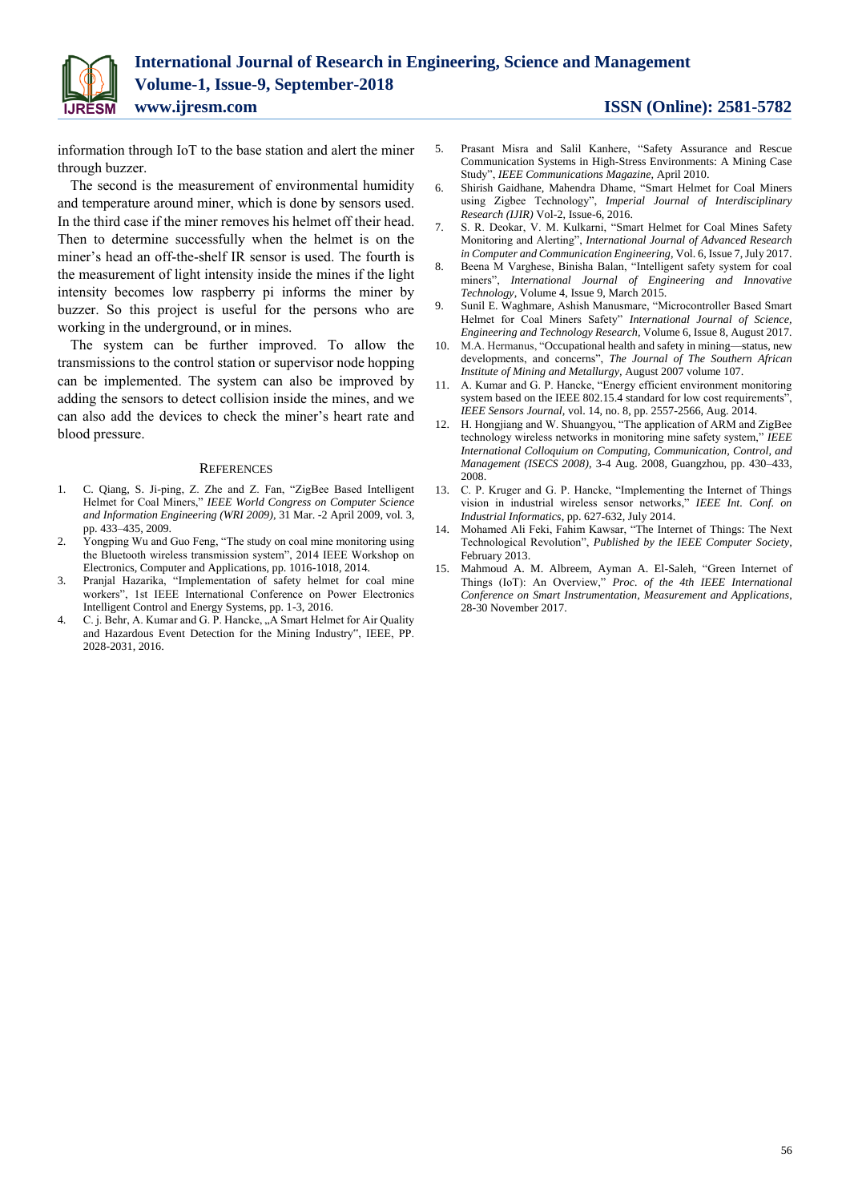information through IoT to the base station and alert the miner through buzzer.

The second is the measurement of environmental humidity and temperature around miner, which is done by sensors used. In the third case if the miner removes his helmet off their head. Then to determine successfully when the helmet is on the miner's head an off-the-shelf IR sensor is used. The fourth is the measurement of light intensity inside the mines if the light intensity becomes low raspberry pi informs the miner by buzzer. So this project is useful for the persons who are working in the underground, or in mines.

The system can be further improved. To allow the transmissions to the control station or supervisor node hopping can be implemented. The system can also be improved by adding the sensors to detect collision inside the mines, and we can also add the devices to check the miner's heart rate and blood pressure.

## References

1. C. Qiang, S. Ji-ping, Z. Zhe and Z. Fan, "ZigBee Based Intelligent Helmet for Coal Miners," *IEEE World Congress on Computer Science and Information Engineering (WRI 2009)*, 31 Mar. -2 April 2009, vol. 3, pp. 433–435, 2009.
2. Yongping Wu and Guo Feng, "The study on coal mine monitoring using the Bluetooth wireless transmission system", 2014 IEEE Workshop on Electronics, Computer and Applications, pp. 1016-1018, 2014.
3. Pranjal Hazarika, "Implementation of safety helmet for coal mine workers", 1st IEEE International Conference on Power Electronics Intelligent Control and Energy Systems, pp. 1-3, 2016.
4. C. j. Behr, A. Kumar and G. P. Hancke, „A Smart Helmet for Air Quality and Hazardous Event Detection for the Mining Industry", IEEE, PP. 2028-2031, 2016.
5. Prasant Misra and Salil Kanhere, "Safety Assurance and Rescue Communication Systems in High-Stress Environments: A Mining Case Study", *IEEE Communications Magazine*, April 2010.
6. Shirish Gaidhane, Mahendra Dhame, "Smart Helmet for Coal Miners using Zigbee Technology", *Imperial Journal of Interdisciplinary Research (IJIR)* Vol-2, Issue-6, 2016.
7. S. R. Deokar, V. M. Kulkarni, "Smart Helmet for Coal Mines Safety Monitoring and Alerting", *International Journal of Advanced Research in Computer and Communication Engineering*, Vol. 6, Issue 7, July 2017.
8. Beena M Varghese, Binisha Balan, "Intelligent safety system for coal miners", *International Journal of Engineering and Innovative Technology*, Volume 4, Issue 9, March 2015.
9. Sunil E. Waghmare, Ashish Manusmare, "Microcontroller Based Smart Helmet for Coal Miners Safety" *International Journal of Science, Engineering and Technology Research*, Volume 6, Issue 8, August 2017.
10. M.A. Hermanus, "Occupational health and safety in mining—status, new developments, and concerns", *The Journal of The Southern African Institute of Mining and Metallurgy*, August 2007 volume 107.
11. A. Kumar and G. P. Hancke, "Energy efficient environment monitoring system based on the IEEE 802.15.4 standard for low cost requirements", *IEEE Sensors Journal*, vol. 14, no. 8, pp. 2557-2566, Aug. 2014.
12. H. Hongjiang and W. Shuangyou, "The application of ARM and ZigBee technology wireless networks in monitoring mine safety system," *IEEE International Colloquium on Computing, Communication, Control, and Management (ISECS 2008)*, 3-4 Aug. 2008, Guangzhou, pp. 430–433, 2008.
13. C. P. Kruger and G. P. Hancke, "Implementing the Internet of Things vision in industrial wireless sensor networks," *IEEE Int. Conf. on Industrial Informatics*, pp. 627-632, July 2014.
14. Mohamed Ali Feki, Fahim Kawsar, "The Internet of Things: The Next Technological Revolution", *Published by the IEEE Computer Society*, February 2013.
15. Mahmoud A. M. Albreem, Ayman A. El-Saleh, "Green Internet of Things (IoT): An Overview," *Proc. of the 4th IEEE International Conference on Smart Instrumentation, Measurement and Applications*, 28-30 November 2017.